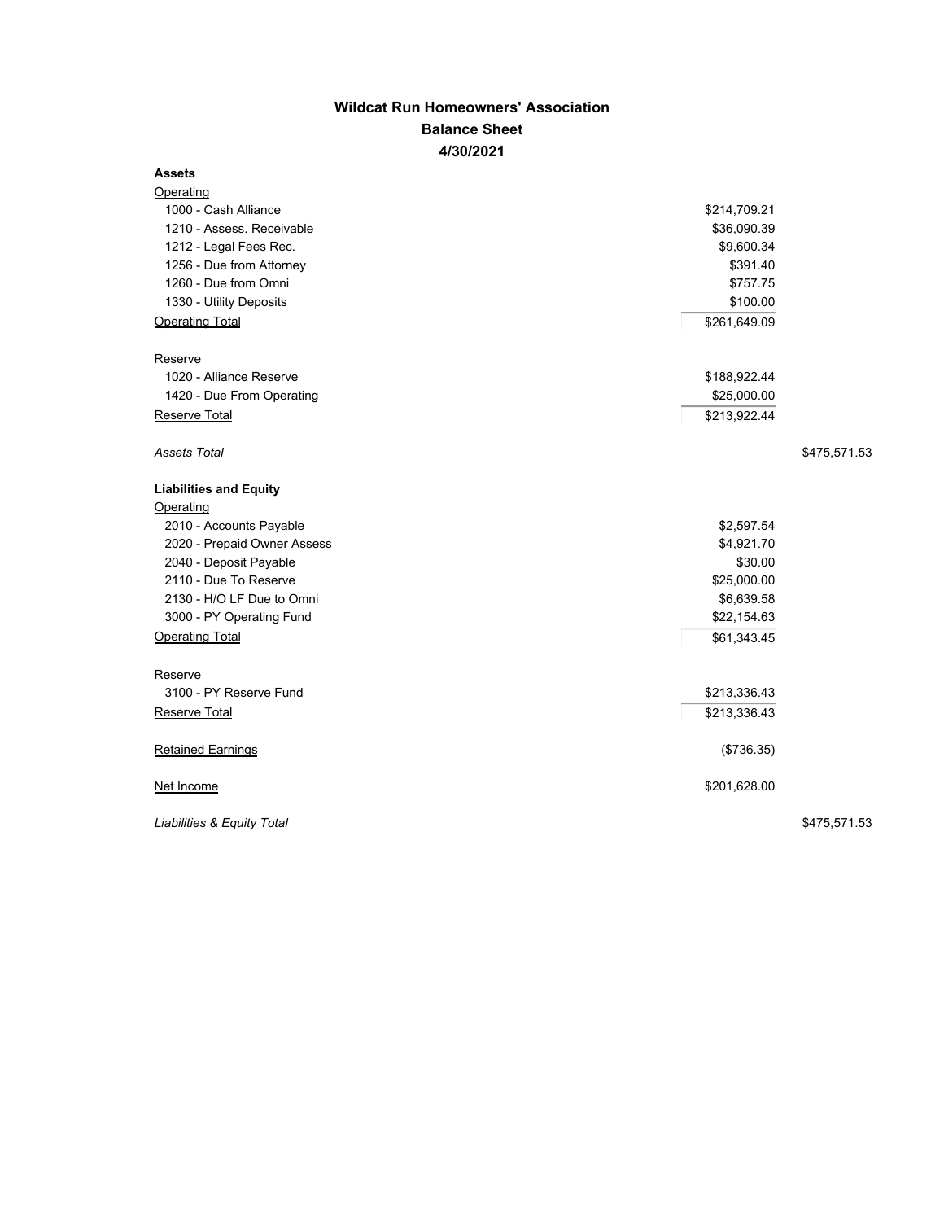# Wildcat Run Homeowners' Association

## Balance Sheet

## 4/30/2021

| | | |
|---|---|---|
| **Assets** | | |
| Operating | | |
| 1000 - Cash Alliance | $214,709.21 | |
| 1210 - Assess. Receivable | $36,090.39 | |
| 1212 - Legal Fees Rec. | $9,600.34 | |
| 1256 - Due from Attorney | $391.40 | |
| 1260 - Due from Omni | $757.75 | |
| 1330 - Utility Deposits | $100.00 | |
| Operating Total | $261,649.09 | |
| Reserve | | |
| 1020 - Alliance Reserve | $188,922.44 | |
| 1420 - Due From Operating | $25,000.00 | |
| Reserve Total | $213,922.44 | |
| *Assets Total* | | $475,571.53 |
| **Liabilities and Equity** | | |
| Operating | | |
| 2010 - Accounts Payable | $2,597.54 | |
| 2020 - Prepaid Owner Assess | $4,921.70 | |
| 2040 - Deposit Payable | $30.00 | |
| 2110 - Due To Reserve | $25,000.00 | |
| 2130 - H/O LF Due to Omni | $6,639.58 | |
| 3000 - PY Operating Fund | $22,154.63 | |
| Operating Total | $61,343.45 | |
| Reserve | | |
| 3100 - PY Reserve Fund | $213,336.43 | |
| Reserve Total | $213,336.43 | |
| Retained Earnings | ($736.35) | |
| Net Income | $201,628.00 | |
| *Liabilities & Equity Total* | | $475,571.53 |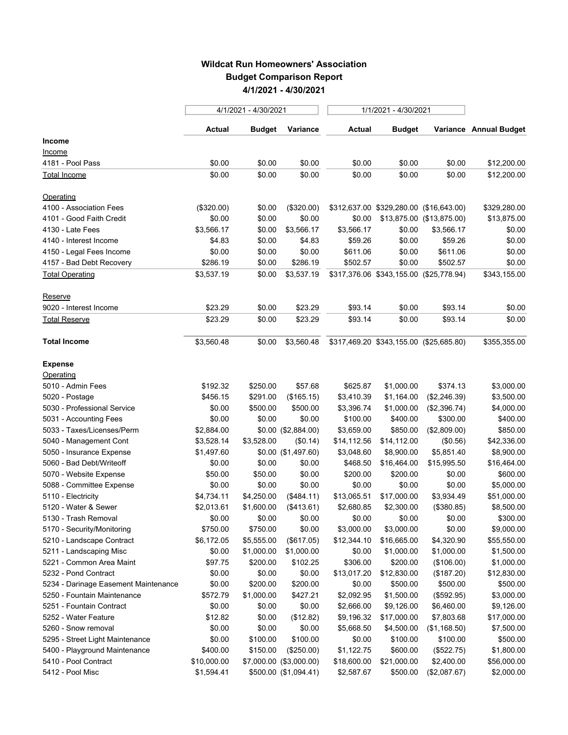# Wildcat Run Homeowners' Association

## Budget Comparison Report

### 4/1/2021 - 4/30/2021

| | 4/1/2021 - 4/30/2021 | | | 1/1/2021 - 4/30/2021 | | | |
|---|---|---|---|---|---|---|---|
| | **Actual** | **Budget** | **Variance** | **Actual** | **Budget** | **Variance** | **Annual Budget** |
| **Income** | | | | | | | |
| Income | | | | | | | |
| 4181 - Pool Pass | $0.00 | $0.00 | $0.00 | $0.00 | $0.00 | $0.00 | $12,200.00 |
| Total Income | $0.00 | $0.00 | $0.00 | $0.00 | $0.00 | $0.00 | $12,200.00 |
| Operating | | | | | | | |
| 4100 - Association Fees | ($320.00) | $0.00 | ($320.00) | $312,637.00 | $329,280.00 | ($16,643.00) | $329,280.00 |
| 4101 - Good Faith Credit | $0.00 | $0.00 | $0.00 | $0.00 | $13,875.00 | ($13,875.00) | $13,875.00 |
| 4130 - Late Fees | $3,566.17 | $0.00 | $3,566.17 | $3,566.17 | $0.00 | $3,566.17 | $0.00 |
| 4140 - Interest Income | $4.83 | $0.00 | $4.83 | $59.26 | $0.00 | $59.26 | $0.00 |
| 4150 - Legal Fees Income | $0.00 | $0.00 | $0.00 | $611.06 | $0.00 | $611.06 | $0.00 |
| 4157 - Bad Debt Recovery | $286.19 | $0.00 | $286.19 | $502.57 | $0.00 | $502.57 | $0.00 |
| Total Operating | $3,537.19 | $0.00 | $3,537.19 | $317,376.06 | $343,155.00 | ($25,778.94) | $343,155.00 |
| Reserve | | | | | | | |
| 9020 - Interest Income | $23.29 | $0.00 | $23.29 | $93.14 | $0.00 | $93.14 | $0.00 |
| Total Reserve | $23.29 | $0.00 | $23.29 | $93.14 | $0.00 | $93.14 | $0.00 |
| **Total Income** | $3,560.48 | $0.00 | $3,560.48 | $317,469.20 | $343,155.00 | ($25,685.80) | $355,355.00 |
| **Expense** | | | | | | | |
| Operating | | | | | | | |
| 5010 - Admin Fees | $192.32 | $250.00 | $57.68 | $625.87 | $1,000.00 | $374.13 | $3,000.00 |
| 5020 - Postage | $456.15 | $291.00 | ($165.15) | $3,410.39 | $1,164.00 | ($2,246.39) | $3,500.00 |
| 5030 - Professional Service | $0.00 | $500.00 | $500.00 | $3,396.74 | $1,000.00 | ($2,396.74) | $4,000.00 |
| 5031 - Accounting Fees | $0.00 | $0.00 | $0.00 | $100.00 | $400.00 | $300.00 | $400.00 |
| 5033 - Taxes/Licenses/Perm | $2,884.00 | $0.00 | ($2,884.00) | $3,659.00 | $850.00 | ($2,809.00) | $850.00 |
| 5040 - Management Cont | $3,528.14 | $3,528.00 | ($0.14) | $14,112.56 | $14,112.00 | ($0.56) | $42,336.00 |
| 5050 - Insurance Expense | $1,497.60 | $0.00 | ($1,497.60) | $3,048.60 | $8,900.00 | $5,851.40 | $8,900.00 |
| 5060 - Bad Debt/Writeoff | $0.00 | $0.00 | $0.00 | $468.50 | $16,464.00 | $15,995.50 | $16,464.00 |
| 5070 - Website Expense | $50.00 | $50.00 | $0.00 | $200.00 | $200.00 | $0.00 | $600.00 |
| 5088 - Committee Expense | $0.00 | $0.00 | $0.00 | $0.00 | $0.00 | $0.00 | $5,000.00 |
| 5110 - Electricity | $4,734.11 | $4,250.00 | ($484.11) | $13,065.51 | $17,000.00 | $3,934.49 | $51,000.00 |
| 5120 - Water & Sewer | $2,013.61 | $1,600.00 | ($413.61) | $2,680.85 | $2,300.00 | ($380.85) | $8,500.00 |
| 5130 - Trash Removal | $0.00 | $0.00 | $0.00 | $0.00 | $0.00 | $0.00 | $300.00 |
| 5170 - Security/Monitoring | $750.00 | $750.00 | $0.00 | $3,000.00 | $3,000.00 | $0.00 | $9,000.00 |
| 5210 - Landscape Contract | $6,172.05 | $5,555.00 | ($617.05) | $12,344.10 | $16,665.00 | $4,320.90 | $55,550.00 |
| 5211 - Landscaping Misc | $0.00 | $1,000.00 | $1,000.00 | $0.00 | $1,000.00 | $1,000.00 | $1,500.00 |
| 5221 - Common Area Maint | $97.75 | $200.00 | $102.25 | $306.00 | $200.00 | ($106.00) | $1,000.00 |
| 5232 - Pond Contract | $0.00 | $0.00 | $0.00 | $13,017.20 | $12,830.00 | ($187.20) | $12,830.00 |
| 5234 - Darinage Easement Maintenance | $0.00 | $200.00 | $200.00 | $0.00 | $500.00 | $500.00 | $500.00 |
| 5250 - Fountain Maintenance | $572.79 | $1,000.00 | $427.21 | $2,092.95 | $1,500.00 | ($592.95) | $3,000.00 |
| 5251 - Fountain Contract | $0.00 | $0.00 | $0.00 | $2,666.00 | $9,126.00 | $6,460.00 | $9,126.00 |
| 5252 - Water Feature | $12.82 | $0.00 | ($12.82) | $9,196.32 | $17,000.00 | $7,803.68 | $17,000.00 |
| 5260 - Snow removal | $0.00 | $0.00 | $0.00 | $5,668.50 | $4,500.00 | ($1,168.50) | $7,500.00 |
| 5295 - Street Light Maintenance | $0.00 | $100.00 | $100.00 | $0.00 | $100.00 | $100.00 | $500.00 |
| 5400 - Playground Maintenance | $400.00 | $150.00 | ($250.00) | $1,122.75 | $600.00 | ($522.75) | $1,800.00 |
| 5410 - Pool Contract | $10,000.00 | $7,000.00 | ($3,000.00) | $18,600.00 | $21,000.00 | $2,400.00 | $56,000.00 |
| 5412 - Pool Misc | $1,594.41 | $500.00 | ($1,094.41) | $2,587.67 | $500.00 | ($2,087.67) | $2,000.00 |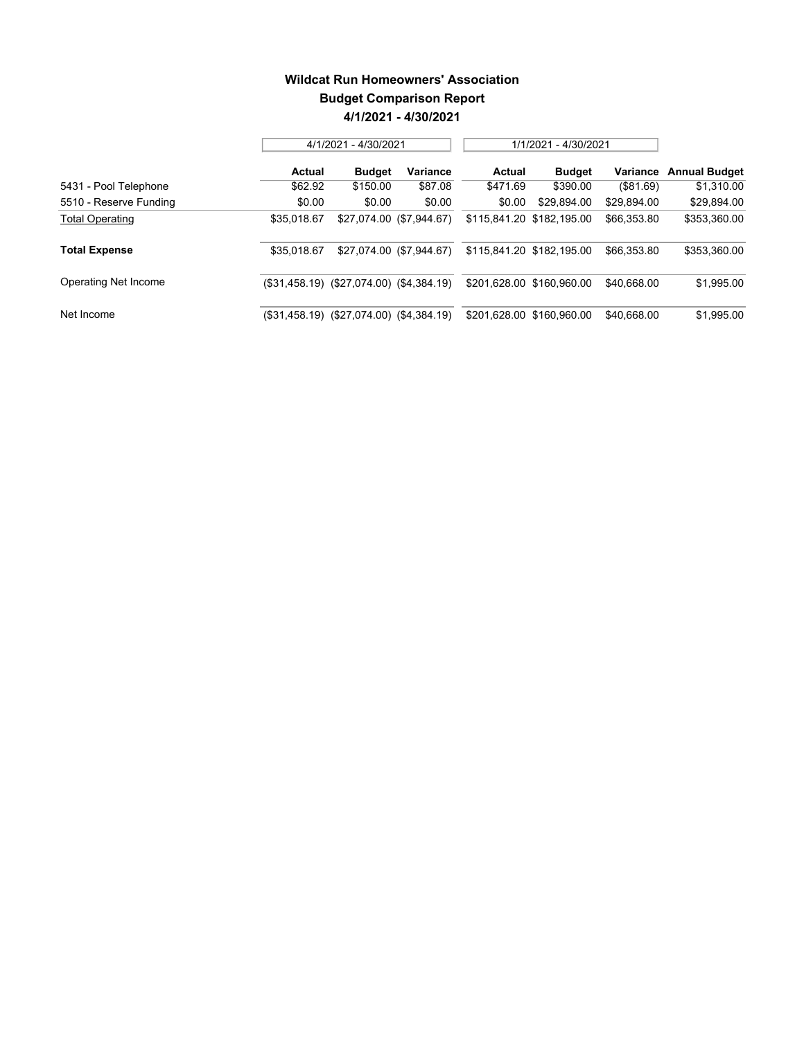**Wildcat Run Homeowners' Association**
**Budget Comparison Report**
**4/1/2021 - 4/30/2021**

| | 4/1/2021 - 4/30/2021 | | | 1/1/2021 - 4/30/2021 | | | |
|---|---|---|---|---|---|---|---|
| | **Actual** | **Budget** | **Variance** | **Actual** | **Budget** | **Variance** | **Annual Budget** |
| 5431 - Pool Telephone | $62.92 | $150.00 | $87.08 | $471.69 | $390.00 | ($81.69) | $1,310.00 |
| 5510 - Reserve Funding | $0.00 | $0.00 | $0.00 | $0.00 | $29,894.00 | $29,894.00 | $29,894.00 |
| Total Operating | $35,018.67 | $27,074.00 | ($7,944.67) | $115,841.20 | $182,195.00 | $66,353.80 | $353,360.00 |
| **Total Expense** | $35,018.67 | $27,074.00 | ($7,944.67) | $115,841.20 | $182,195.00 | $66,353.80 | $353,360.00 |
| Operating Net Income | ($31,458.19) | ($27,074.00) | ($4,384.19) | $201,628.00 | $160,960.00 | $40,668.00 | $1,995.00 |
| Net Income | ($31,458.19) | ($27,074.00) | ($4,384.19) | $201,628.00 | $160,960.00 | $40,668.00 | $1,995.00 |